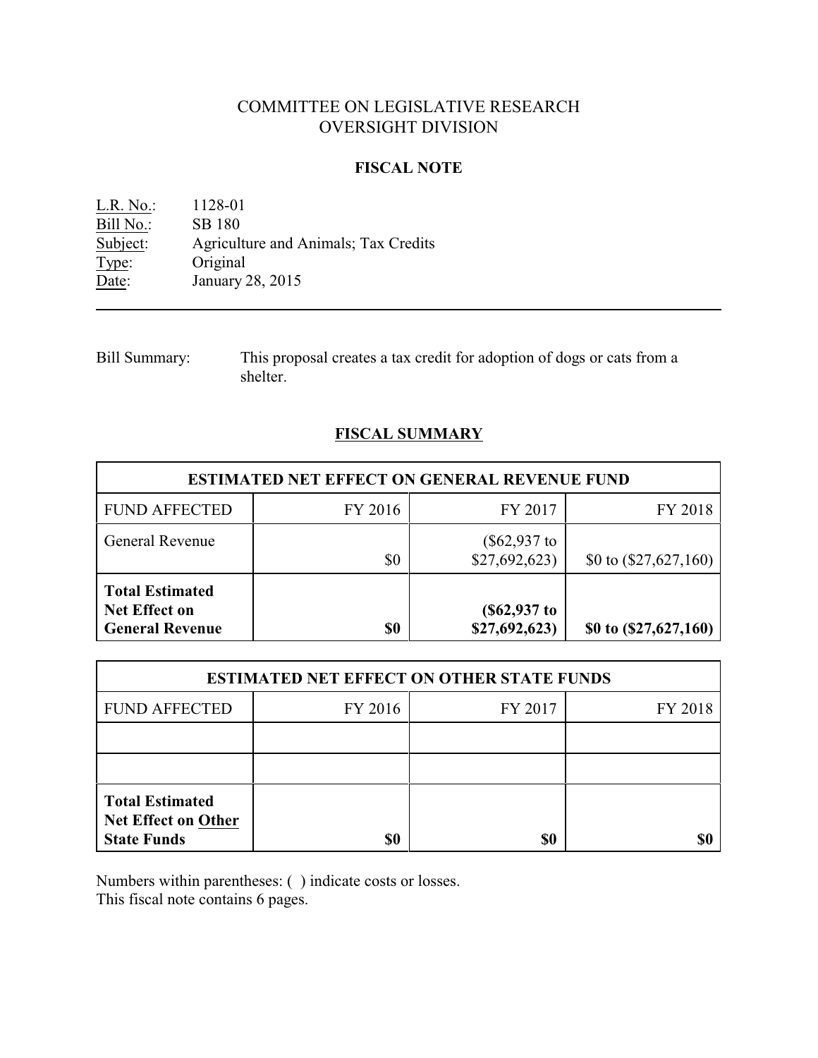# COMMITTEE ON LEGISLATIVE RESEARCH
# OVERSIGHT DIVISION

## FISCAL NOTE

L.R. No.: 1128-01
Bill No.: SB 180
Subject: Agriculture and Animals; Tax Credits
Type: Original
Date: January 28, 2015

---

Bill Summary: This proposal creates a tax credit for adoption of dogs or cats from a shelter.

## FISCAL SUMMARY

| ESTIMATED NET EFFECT ON GENERAL REVENUE FUND | | | |
|---|---|---|---|
| FUND AFFECTED | FY 2016 | FY 2017 | FY 2018 |
| General Revenue | $0 | ($62,937 to $27,692,623) | $0 to ($27,627,160) |
| **Total Estimated Net Effect on General Revenue** | **$0** | **($62,937 to $27,692,623)** | **$0 to ($27,627,160)** |

| ESTIMATED NET EFFECT ON OTHER STATE FUNDS | | | |
|---|---|---|---|
| FUND AFFECTED | FY 2016 | FY 2017 | FY 2018 |
| | | | |
| | | | |
| **Total Estimated Net Effect on Other State Funds** | **$0** | **$0** | **$0** |

Numbers within parentheses: ( ) indicate costs or losses.
This fiscal note contains 6 pages.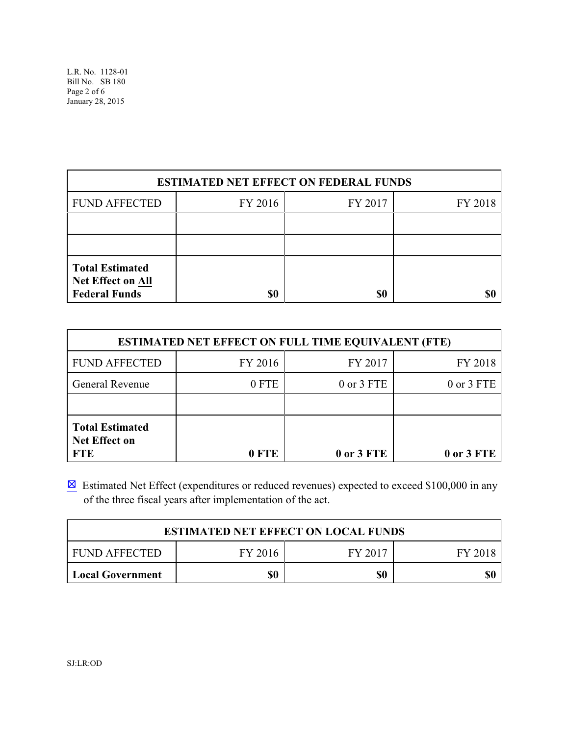| ESTIMATED NET EFFECT ON FEDERAL FUNDS | | | |
|---|---|---|---|
| FUND AFFECTED | FY 2016 | FY 2017 | FY 2018 |
| | | | |
| | | | |
| **Total Estimated Net Effect on All Federal Funds** | **$0** | **$0** | **$0** |

| ESTIMATED NET EFFECT ON FULL TIME EQUIVALENT (FTE) | | | |
|---|---|---|---|
| FUND AFFECTED | FY 2016 | FY 2017 | FY 2018 |
| General Revenue | 0 FTE | 0 or 3 FTE | 0 or 3 FTE |
| | | | |
| **Total Estimated Net Effect on FTE** | **0 FTE** | **0 or 3 FTE** | **0 or 3 FTE** |

☒ Estimated Net Effect (expenditures or reduced revenues) expected to exceed $100,000 in any of the three fiscal years after implementation of the act.

| ESTIMATED NET EFFECT ON LOCAL FUNDS | | | |
|---|---|---|---|
| FUND AFFECTED | FY 2016 | FY 2017 | FY 2018 |
| **Local Government** | **$0** | **$0** | **$0** |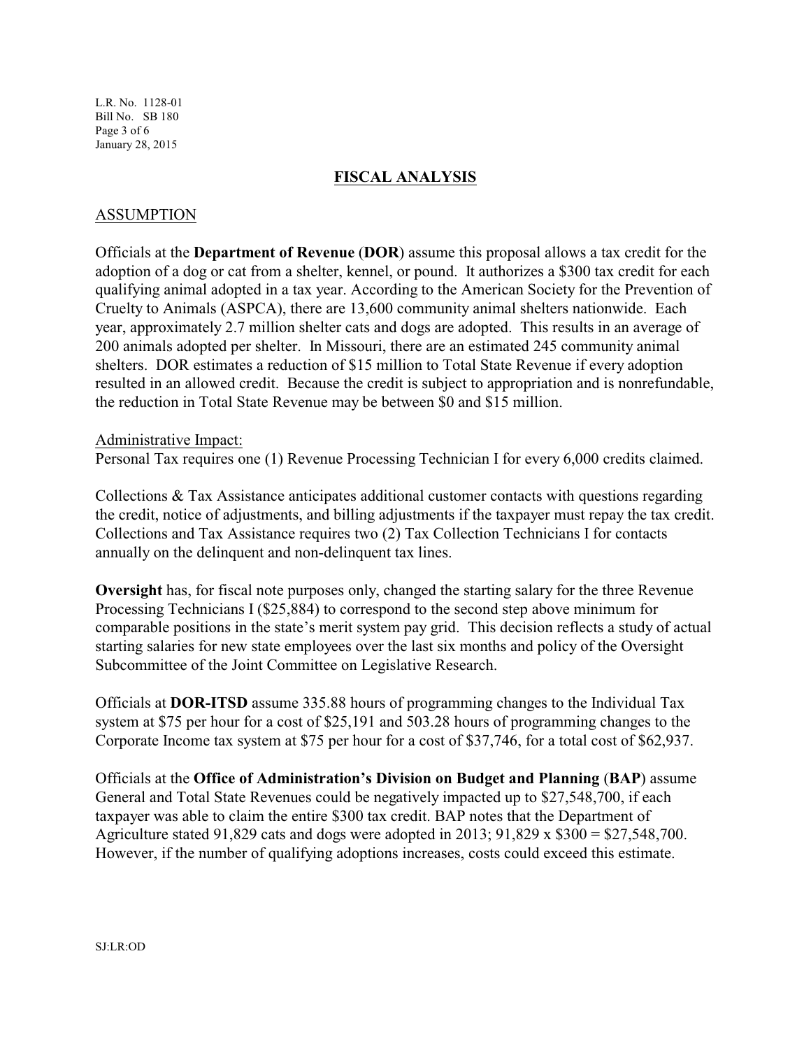## FISCAL ANALYSIS

### ASSUMPTION

Officials at the **Department of Revenue** (**DOR**) assume this proposal allows a tax credit for the adoption of a dog or cat from a shelter, kennel, or pound. It authorizes a $300 tax credit for each qualifying animal adopted in a tax year. According to the American Society for the Prevention of Cruelty to Animals (ASPCA), there are 13,600 community animal shelters nationwide. Each year, approximately 2.7 million shelter cats and dogs are adopted. This results in an average of 200 animals adopted per shelter. In Missouri, there are an estimated 245 community animal shelters. DOR estimates a reduction of $15 million to Total State Revenue if every adoption resulted in an allowed credit. Because the credit is subject to appropriation and is nonrefundable, the reduction in Total State Revenue may be between $0 and $15 million.

Administrative Impact:
Personal Tax requires one (1) Revenue Processing Technician I for every 6,000 credits claimed.

Collections & Tax Assistance anticipates additional customer contacts with questions regarding the credit, notice of adjustments, and billing adjustments if the taxpayer must repay the tax credit. Collections and Tax Assistance requires two (2) Tax Collection Technicians I for contacts annually on the delinquent and non-delinquent tax lines.

**Oversight** has, for fiscal note purposes only, changed the starting salary for the three Revenue Processing Technicians I ($25,884) to correspond to the second step above minimum for comparable positions in the state's merit system pay grid. This decision reflects a study of actual starting salaries for new state employees over the last six months and policy of the Oversight Subcommittee of the Joint Committee on Legislative Research.

Officials at **DOR-ITSD** assume 335.88 hours of programming changes to the Individual Tax system at $75 per hour for a cost of $25,191 and 503.28 hours of programming changes to the Corporate Income tax system at $75 per hour for a cost of $37,746, for a total cost of $62,937.

Officials at the **Office of Administration's Division on Budget and Planning** (**BAP**) assume General and Total State Revenues could be negatively impacted up to $27,548,700, if each taxpayer was able to claim the entire $300 tax credit. BAP notes that the Department of Agriculture stated 91,829 cats and dogs were adopted in 2013; 91,829 x $300 = $27,548,700. However, if the number of qualifying adoptions increases, costs could exceed this estimate.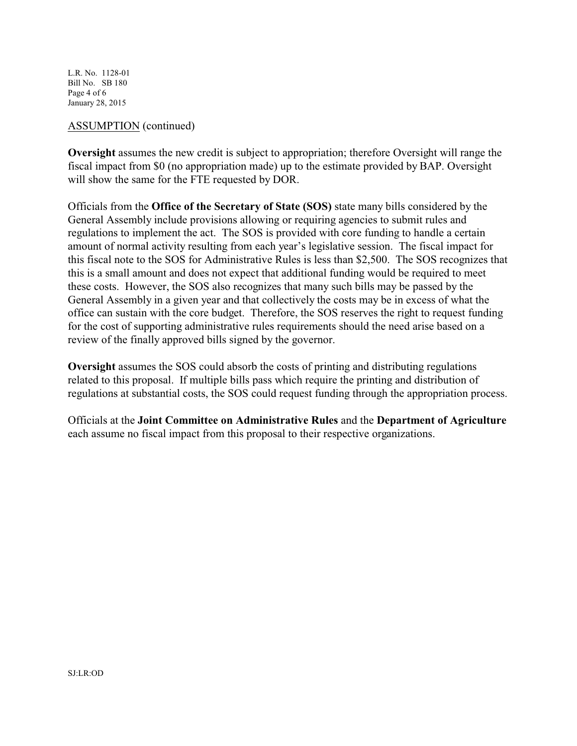ASSUMPTION (continued)

**Oversight** assumes the new credit is subject to appropriation; therefore Oversight will range the fiscal impact from $0 (no appropriation made) up to the estimate provided by BAP. Oversight will show the same for the FTE requested by DOR.

Officials from the **Office of the Secretary of State (SOS)** state many bills considered by the General Assembly include provisions allowing or requiring agencies to submit rules and regulations to implement the act. The SOS is provided with core funding to handle a certain amount of normal activity resulting from each year's legislative session. The fiscal impact for this fiscal note to the SOS for Administrative Rules is less than $2,500. The SOS recognizes that this is a small amount and does not expect that additional funding would be required to meet these costs. However, the SOS also recognizes that many such bills may be passed by the General Assembly in a given year and that collectively the costs may be in excess of what the office can sustain with the core budget. Therefore, the SOS reserves the right to request funding for the cost of supporting administrative rules requirements should the need arise based on a review of the finally approved bills signed by the governor.

**Oversight** assumes the SOS could absorb the costs of printing and distributing regulations related to this proposal. If multiple bills pass which require the printing and distribution of regulations at substantial costs, the SOS could request funding through the appropriation process.

Officials at the **Joint Committee on Administrative Rules** and the **Department of Agriculture** each assume no fiscal impact from this proposal to their respective organizations.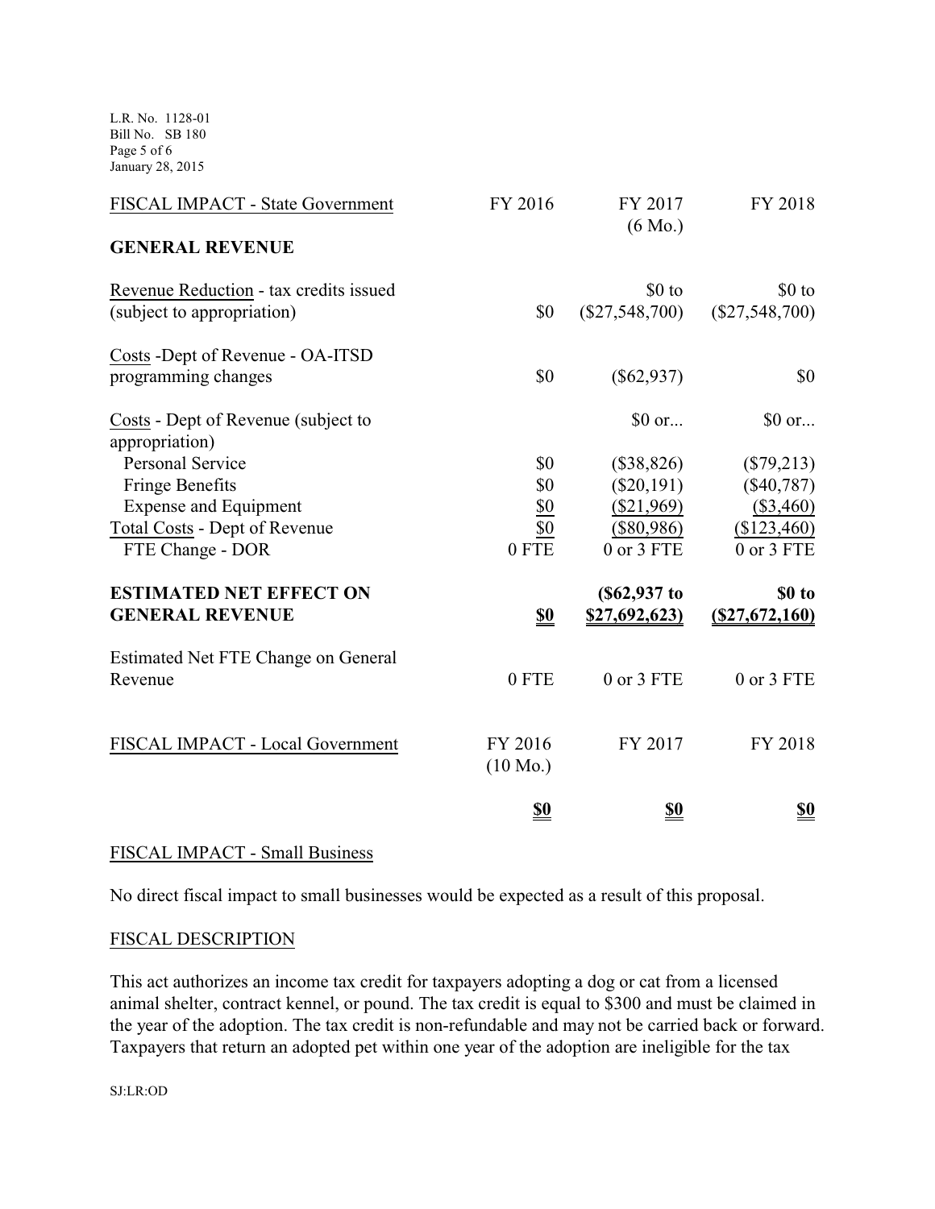| FISCAL IMPACT - State Government | FY 2016 | FY 2017 (6 Mo.) | FY 2018 |
|---|---|---|---|
| **GENERAL REVENUE** | | | |
| Revenue Reduction - tax credits issued (subject to appropriation) | $0 | $0 to ($27,548,700) | $0 to ($27,548,700) |
| Costs -Dept of Revenue - OA-ITSD programming changes | $0 | ($62,937) | $0 |
| Costs - Dept of Revenue (subject to appropriation) | | $0 or... | $0 or... |
| Personal Service | $0 | ($38,826) | ($79,213) |
| Fringe Benefits | $0 | ($20,191) | ($40,787) |
| Expense and Equipment | $0 | ($21,969) | ($3,460) |
| Total Costs - Dept of Revenue | $0 | ($80,986) | ($123,460) |
| FTE Change - DOR | 0 FTE | 0 or 3 FTE | 0 or 3 FTE |
| **ESTIMATED NET EFFECT ON GENERAL REVENUE** | **$0** | **($62,937 to $27,692,623)** | **$0 to ($27,672,160)** |
| Estimated Net FTE Change on General Revenue | 0 FTE | 0 or 3 FTE | 0 or 3 FTE |

| FISCAL IMPACT - Local Government | FY 2016 (10 Mo.) | FY 2017 | FY 2018 |
|---|---|---|---|
| | **$0** | **$0** | **$0** |

FISCAL IMPACT - Small Business

No direct fiscal impact to small businesses would be expected as a result of this proposal.

FISCAL DESCRIPTION

This act authorizes an income tax credit for taxpayers adopting a dog or cat from a licensed animal shelter, contract kennel, or pound. The tax credit is equal to $300 and must be claimed in the year of the adoption. The tax credit is non-refundable and may not be carried back or forward. Taxpayers that return an adopted pet within one year of the adoption are ineligible for the tax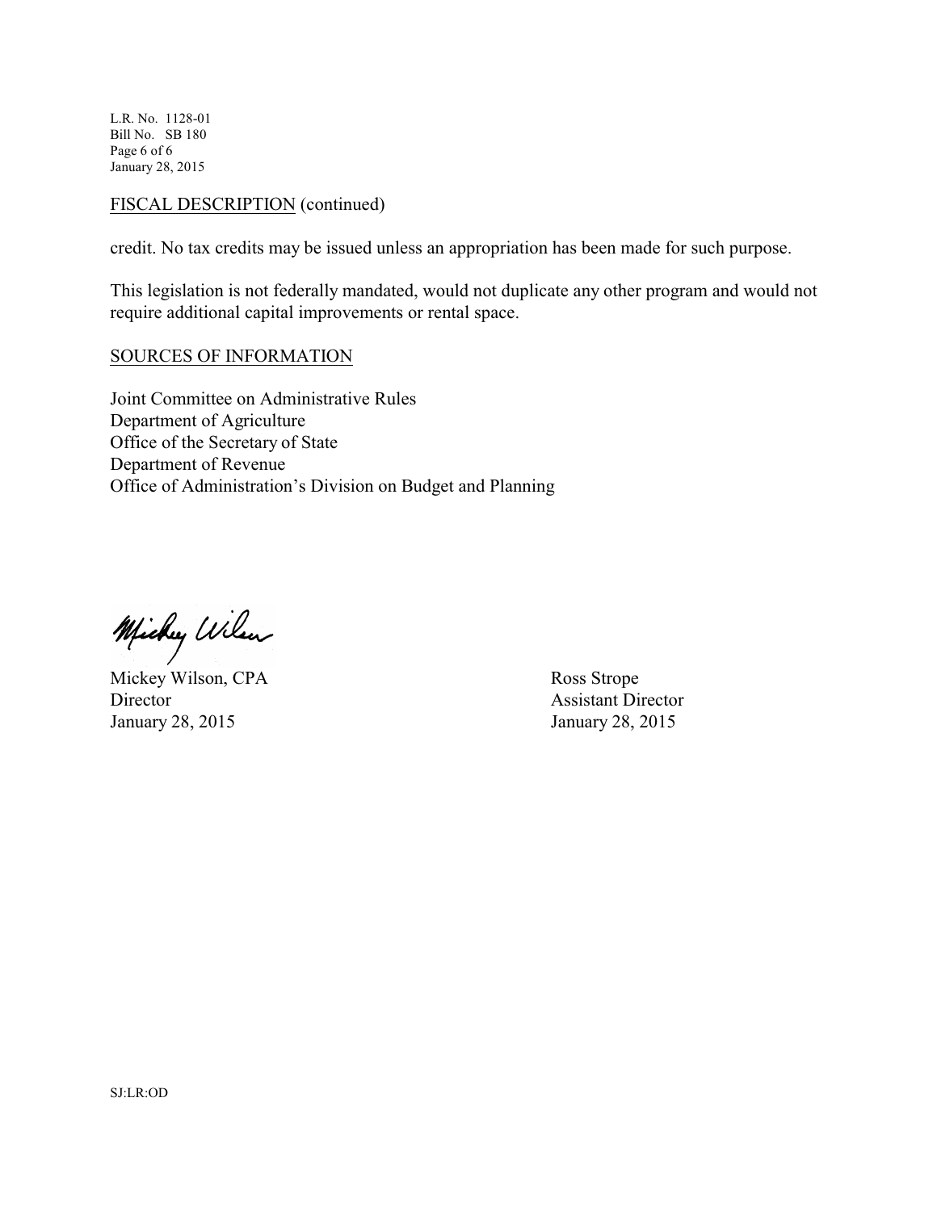FISCAL DESCRIPTION (continued)

credit. No tax credits may be issued unless an appropriation has been made for such purpose.

This legislation is not federally mandated, would not duplicate any other program and would not require additional capital improvements or rental space.

SOURCES OF INFORMATION

Joint Committee on Administrative Rules
Department of Agriculture
Office of the Secretary of State
Department of Revenue
Office of Administration's Division on Budget and Planning

Mickey Wilson, CA
Director
January 28, 2015

Ross Strope
Assistant Director
January 28, 2015

SJ:LR:OD